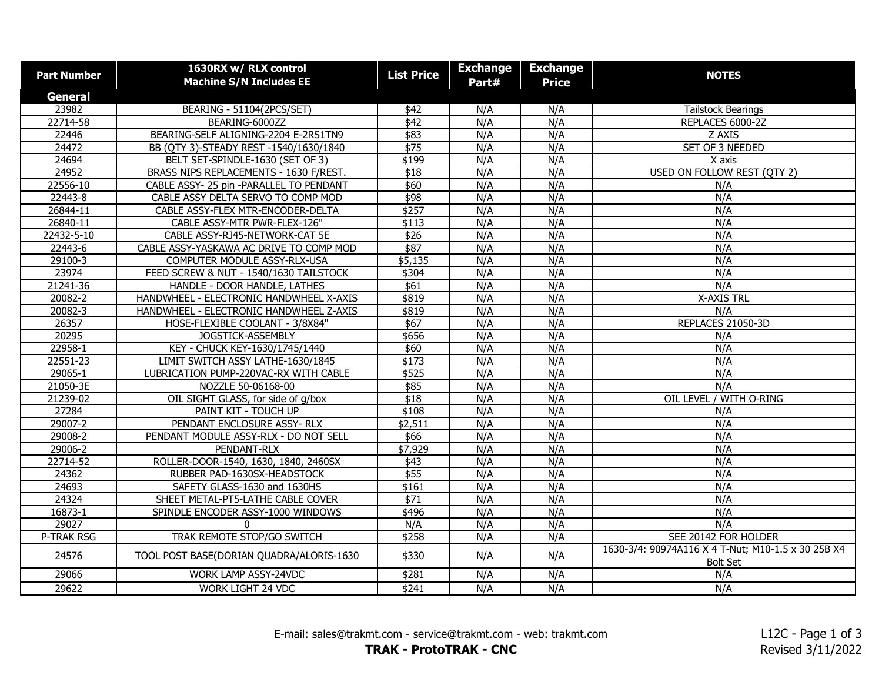| Part Number | 1630RX w/ RLX control Machine S/N Includes EE | List Price | Exchange Part# | Exchange Price | NOTES |
|---|---|---|---|---|---|
| **General** | | | | | |
| 23982 | BEARING - 51104(2PCS/SET) | $42 | N/A | N/A | Tailstock Bearings |
| 22714-58 | BEARING-6000ZZ | $42 | N/A | N/A | REPLACES 6000-2Z |
| 22446 | BEARING-SELF ALIGNING-2204 E-2RS1TN9 | $83 | N/A | N/A | Z AXIS |
| 24472 | BB (QTY 3)-STEADY REST -1540/1630/1840 | $75 | N/A | N/A | SET OF 3 NEEDED |
| 24694 | BELT SET-SPINDLE-1630 (SET OF 3) | $199 | N/A | N/A | X axis |
| 24952 | BRASS NIPS REPLACEMENTS - 1630 F/REST. | $18 | N/A | N/A | USED ON FOLLOW REST (QTY 2) |
| 22556-10 | CABLE ASSY- 25 pin -PARALLEL TO PENDANT | $60 | N/A | N/A | N/A |
| 22443-8 | CABLE ASSY DELTA SERVO TO COMP MOD | $98 | N/A | N/A | N/A |
| 26844-11 | CABLE ASSY-FLEX MTR-ENCODER-DELTA | $257 | N/A | N/A | N/A |
| 26840-11 | CABLE ASSY-MTR PWR-FLEX-126" | $113 | N/A | N/A | N/A |
| 22432-5-10 | CABLE ASSY-RJ45-NETWORK-CAT 5E | $26 | N/A | N/A | N/A |
| 22443-6 | CABLE ASSY-YASKAWA AC DRIVE TO COMP MOD | $87 | N/A | N/A | N/A |
| 29100-3 | COMPUTER MODULE ASSY-RLX-USA | $5,135 | N/A | N/A | N/A |
| 23974 | FEED SCREW & NUT - 1540/1630 TAILSTOCK | $304 | N/A | N/A | N/A |
| 21241-36 | HANDLE - DOOR HANDLE, LATHES | $61 | N/A | N/A | N/A |
| 20082-2 | HANDWHEEL - ELECTRONIC HANDWHEEL X-AXIS | $819 | N/A | N/A | X-AXIS TRL |
| 20082-3 | HANDWHEEL - ELECTRONIC HANDWHEEL Z-AXIS | $819 | N/A | N/A | N/A |
| 26357 | HOSE-FLEXIBLE COOLANT - 3/8X84" | $67 | N/A | N/A | REPLACES 21050-3D |
| 20295 | JOGSTICK-ASSEMBLY | $656 | N/A | N/A | N/A |
| 22958-1 | KEY - CHUCK KEY-1630/1745/1440 | $60 | N/A | N/A | N/A |
| 22551-23 | LIMIT SWITCH ASSY LATHE-1630/1845 | $173 | N/A | N/A | N/A |
| 29065-1 | LUBRICATION PUMP-220VAC-RX WITH CABLE | $525 | N/A | N/A | N/A |
| 21050-3E | NOZZLE 50-06168-00 | $85 | N/A | N/A | N/A |
| 21239-02 | OIL SIGHT GLASS, for side of g/box | $18 | N/A | N/A | OIL LEVEL / WITH O-RING |
| 27284 | PAINT KIT - TOUCH UP | $108 | N/A | N/A | N/A |
| 29007-2 | PENDANT ENCLOSURE ASSY- RLX | $2,511 | N/A | N/A | N/A |
| 29008-2 | PENDANT MODULE ASSY-RLX - DO NOT SELL | $66 | N/A | N/A | N/A |
| 29006-2 | PENDANT-RLX | $7,929 | N/A | N/A | N/A |
| 22714-52 | ROLLER-DOOR-1540, 1630, 1840, 2460SX | $43 | N/A | N/A | N/A |
| 24362 | RUBBER PAD-1630SX-HEADSTOCK | $55 | N/A | N/A | N/A |
| 24693 | SAFETY GLASS-1630 and 1630HS | $161 | N/A | N/A | N/A |
| 24324 | SHEET METAL-PT5-LATHE CABLE COVER | $71 | N/A | N/A | N/A |
| 16873-1 | SPINDLE ENCODER ASSY-1000 WINDOWS | $496 | N/A | N/A | N/A |
| 29027 | 0 | N/A | N/A | N/A | N/A |
| P-TRAK RSG | TRAK REMOTE STOP/GO SWITCH | $258 | N/A | N/A | SEE 20142 FOR HOLDER |
| 24576 | TOOL POST BASE(DORIAN QUADRA/ALORIS-1630 | $330 | N/A | N/A | 1630-3/4: 90974A116 X 4 T-Nut; M10-1.5 x 30 25B X4 Bolt Set |
| 29066 | WORK LAMP ASSY-24VDC | $281 | N/A | N/A | N/A |
| 29622 | WORK LIGHT 24 VDC | $241 | N/A | N/A | N/A |

E-mail: sales@trakmt.com - service@trakmt.com - web: trakmt.com

**TRAK - ProtoTRAK - CNC**

L12C - Revised 3/11/2022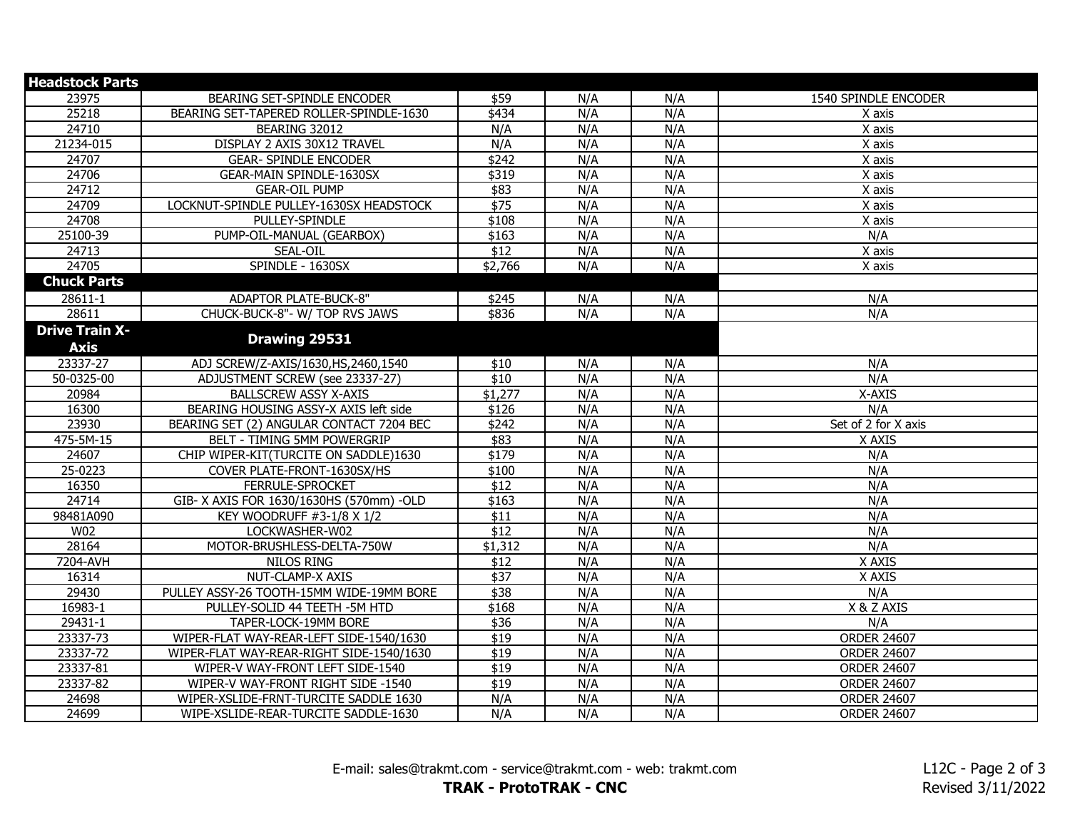| Headstock Parts | | | | | |
|---|---|---|---|---|---|
| 23975 | BEARING SET-SPINDLE ENCODER | $59 | N/A | N/A | 1540 SPINDLE ENCODER |
| 25218 | BEARING SET-TAPERED ROLLER-SPINDLE-1630 | $434 | N/A | N/A | X axis |
| 24710 | BEARING 32012 | N/A | N/A | N/A | X axis |
| 21234-015 | DISPLAY 2 AXIS 30X12 TRAVEL | N/A | N/A | N/A | X axis |
| 24707 | GEAR- SPINDLE ENCODER | $242 | N/A | N/A | X axis |
| 24706 | GEAR-MAIN SPINDLE-1630SX | $319 | N/A | N/A | X axis |
| 24712 | GEAR-OIL PUMP | $83 | N/A | N/A | X axis |
| 24709 | LOCKNUT-SPINDLE PULLEY-1630SX HEADSTOCK | $75 | N/A | N/A | X axis |
| 24708 | PULLEY-SPINDLE | $108 | N/A | N/A | X axis |
| 25100-39 | PUMP-OIL-MANUAL (GEARBOX) | $163 | N/A | N/A | N/A |
| 24713 | SEAL-OIL | $12 | N/A | N/A | X axis |
| 24705 | SPINDLE - 1630SX | $2,766 | N/A | N/A | X axis |
| **Chuck Parts** | | | | | |
| 28611-1 | ADAPTOR PLATE-BUCK-8" | $245 | N/A | N/A | N/A |
| 28611 | CHUCK-BUCK-8"- W/ TOP RVS JAWS | $836 | N/A | N/A | N/A |
| **Drive Train X-Axis** | **Drawing 29531** | | | | |
| 23337-27 | ADJ SCREW/Z-AXIS/1630,HS,2460,1540 | $10 | N/A | N/A | N/A |
| 50-0325-00 | ADJUSTMENT SCREW (see 23337-27) | $10 | N/A | N/A | N/A |
| 20984 | BALLSCREW ASSY X-AXIS | $1,277 | N/A | N/A | X-AXIS |
| 16300 | BEARING HOUSING ASSY-X AXIS left side | $126 | N/A | N/A | N/A |
| 23930 | BEARING SET (2) ANGULAR CONTACT 7204 BEC | $242 | N/A | N/A | Set of 2 for X axis |
| 475-5M-15 | BELT - TIMING 5MM POWERGRIP | $83 | N/A | N/A | X AXIS |
| 24607 | CHIP WIPER-KIT(TURCITE ON SADDLE)1630 | $179 | N/A | N/A | N/A |
| 25-0223 | COVER PLATE-FRONT-1630SX/HS | $100 | N/A | N/A | N/A |
| 16350 | FERRULE-SPROCKET | $12 | N/A | N/A | N/A |
| 24714 | GIB- X AXIS FOR 1630/1630HS (570mm) -OLD | $163 | N/A | N/A | N/A |
| 98481A090 | KEY WOODRUFF #3-1/8 X 1/2 | $11 | N/A | N/A | N/A |
| W02 | LOCKWASHER-W02 | $12 | N/A | N/A | N/A |
| 28164 | MOTOR-BRUSHLESS-DELTA-750W | $1,312 | N/A | N/A | N/A |
| 7204-AVH | NILOS RING | $12 | N/A | N/A | X AXIS |
| 16314 | NUT-CLAMP-X AXIS | $37 | N/A | N/A | X AXIS |
| 29430 | PULLEY ASSY-26 TOOTH-15MM WIDE-19MM BORE | $38 | N/A | N/A | N/A |
| 16983-1 | PULLEY-SOLID 44 TEETH -5M HTD | $168 | N/A | N/A | X & Z AXIS |
| 29431-1 | TAPER-LOCK-19MM BORE | $36 | N/A | N/A | N/A |
| 23337-73 | WIPER-FLAT WAY-REAR-LEFT SIDE-1540/1630 | $19 | N/A | N/A | ORDER 24607 |
| 23337-72 | WIPER-FLAT WAY-REAR-RIGHT SIDE-1540/1630 | $19 | N/A | N/A | ORDER 24607 |
| 23337-81 | WIPER-V WAY-FRONT LEFT SIDE-1540 | $19 | N/A | N/A | ORDER 24607 |
| 23337-82 | WIPER-V WAY-FRONT RIGHT SIDE -1540 | $19 | N/A | N/A | ORDER 24607 |
| 24698 | WIPER-XSLIDE-FRNT-TURCITE SADDLE 1630 | N/A | N/A | N/A | ORDER 24607 |
| 24699 | WIPE-XSLIDE-REAR-TURCITE SADDLE-1630 | N/A | N/A | N/A | ORDER 24607 |

E-mail: sales@trakmt.com - service@trakmt.com - web: trakmt.com

**TRAK - ProtoTRAK - CNC**

L12C - Revised 3/11/2022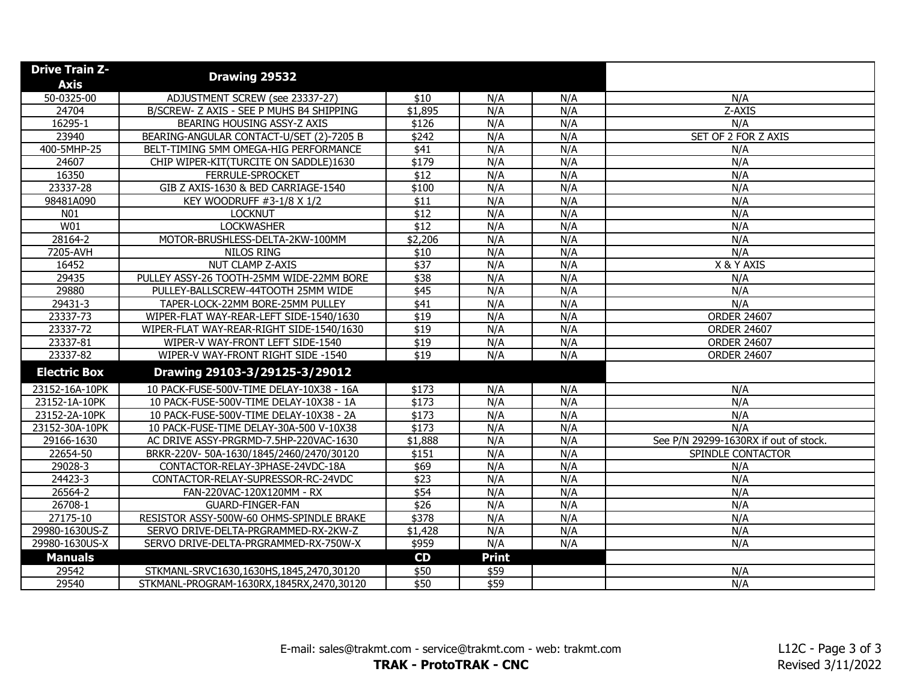| Drive Train Z-Axis | Drawing 29532 | | | | |
| --- | --- | --- | --- | --- | --- |
| 50-0325-00 | ADJUSTMENT SCREW (see 23337-27) | $10 | N/A | N/A | N/A |
| 24704 | B/SCREW- Z AXIS - SEE P MUHS B4 SHIPPING | $1,895 | N/A | N/A | Z-AXIS |
| 16295-1 | BEARING HOUSING ASSY-Z AXIS | $126 | N/A | N/A | N/A |
| 23940 | BEARING-ANGULAR CONTACT-U/SET (2)-7205 B | $242 | N/A | N/A | SET OF 2 FOR Z AXIS |
| 400-5MHP-25 | BELT-TIMING 5MM OMEGA-HIG PERFORMANCE | $41 | N/A | N/A | N/A |
| 24607 | CHIP WIPER-KIT(TURCITE ON SADDLE)1630 | $179 | N/A | N/A | N/A |
| 16350 | FERRULE-SPROCKET | $12 | N/A | N/A | N/A |
| 23337-28 | GIB Z AXIS-1630 & BED CARRIAGE-1540 | $100 | N/A | N/A | N/A |
| 98481A090 | KEY WOODRUFF #3-1/8 X 1/2 | $11 | N/A | N/A | N/A |
| N01 | LOCKNUT | $12 | N/A | N/A | N/A |
| W01 | LOCKWASHER | $12 | N/A | N/A | N/A |
| 28164-2 | MOTOR-BRUSHLESS-DELTA-2KW-100MM | $2,206 | N/A | N/A | N/A |
| 7205-AVH | NILOS RING | $10 | N/A | N/A | N/A |
| 16452 | NUT CLAMP Z-AXIS | $37 | N/A | N/A | X & Y AXIS |
| 29435 | PULLEY ASSY-26 TOOTH-25MM WIDE-22MM BORE | $38 | N/A | N/A | N/A |
| 29880 | PULLEY-BALLSCREW-44TOOTH 25MM WIDE | $45 | N/A | N/A | N/A |
| 29431-3 | TAPER-LOCK-22MM BORE-25MM PULLEY | $41 | N/A | N/A | N/A |
| 23337-73 | WIPER-FLAT WAY-REAR-LEFT SIDE-1540/1630 | $19 | N/A | N/A | ORDER 24607 |
| 23337-72 | WIPER-FLAT WAY-REAR-RIGHT SIDE-1540/1630 | $19 | N/A | N/A | ORDER 24607 |
| 23337-81 | WIPER-V WAY-FRONT LEFT SIDE-1540 | $19 | N/A | N/A | ORDER 24607 |
| 23337-82 | WIPER-V WAY-FRONT RIGHT SIDE -1540 | $19 | N/A | N/A | ORDER 24607 |
| **Electric Box** | **Drawing 29103-3/29125-3/29012** | | | | |
| 23152-16A-10PK | 10 PACK-FUSE-500V-TIME DELAY-10X38 - 16A | $173 | N/A | N/A | N/A |
| 23152-1A-10PK | 10 PACK-FUSE-500V-TIME DELAY-10X38 - 1A | $173 | N/A | N/A | N/A |
| 23152-2A-10PK | 10 PACK-FUSE-500V-TIME DELAY-10X38 - 2A | $173 | N/A | N/A | N/A |
| 23152-30A-10PK | 10 PACK-FUSE-TIME DELAY-30A-500 V-10X38 | $173 | N/A | N/A | N/A |
| 29166-1630 | AC DRIVE ASSY-PRGRMD-7.5HP-220VAC-1630 | $1,888 | N/A | N/A | See P/N 29299-1630RX if out of stock. |
| 22654-50 | BRKR-220V- 50A-1630/1845/2460/2470/30120 | $151 | N/A | N/A | SPINDLE CONTACTOR |
| 29028-3 | CONTACTOR-RELAY-3PHASE-24VDC-18A | $69 | N/A | N/A | N/A |
| 24423-3 | CONTACTOR-RELAY-SUPRESSOR-RC-24VDC | $23 | N/A | N/A | N/A |
| 26564-2 | FAN-220VAC-120X120MM - RX | $54 | N/A | N/A | N/A |
| 26708-1 | GUARD-FINGER-FAN | $26 | N/A | N/A | N/A |
| 27175-10 | RESISTOR ASSY-500W-60 OHMS-SPINDLE BRAKE | $378 | N/A | N/A | N/A |
| 29980-1630US-Z | SERVO DRIVE-DELTA-PRGRAMMED-RX-2KW-Z | $1,428 | N/A | N/A | N/A |
| 29980-1630US-X | SERVO DRIVE-DELTA-PRGRAMMED-RX-750W-X | $959 | N/A | N/A | N/A |
| **Manuals** | | **CD** | **Print** | | |
| 29542 | STKMANL-SRVC1630,1630HS,1845,2470,30120 | $50 | $59 | | N/A |
| 29540 | STKMANL-PROGRAM-1630RX,1845RX,2470,30120 | $50 | $59 | | N/A |

E-mail: sales@trakmt.com - service@trakmt.com - web: trakmt.com

**TRAK - ProtoTRAK - CNC**

Revised 3/11/2022